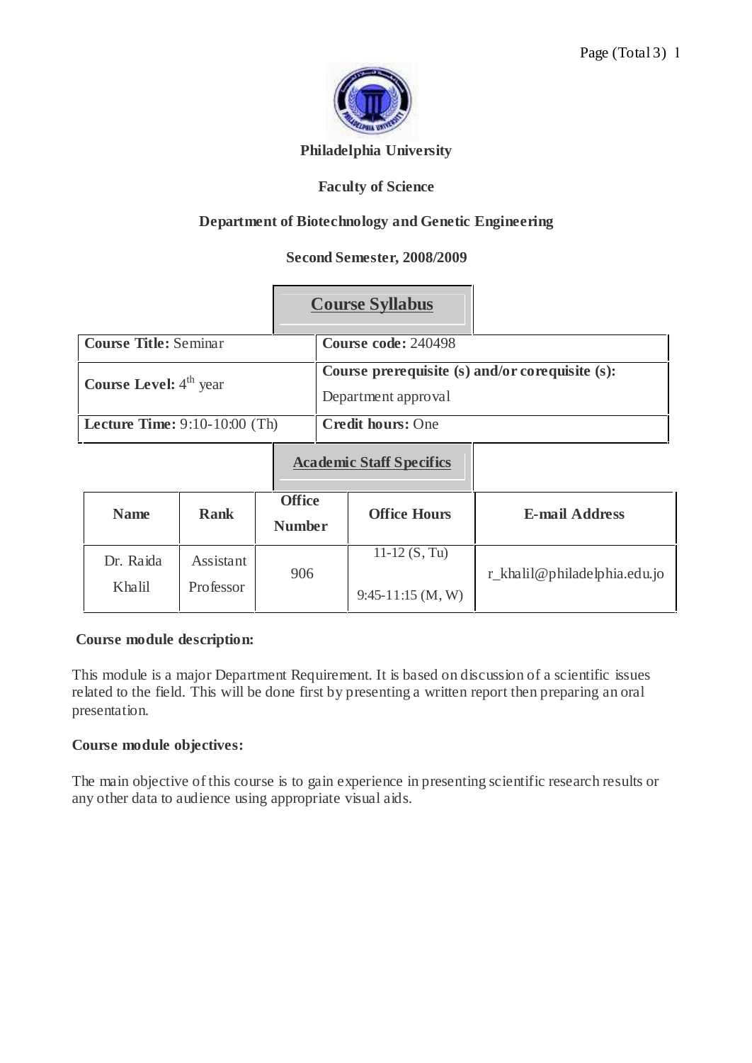**Philadelphia University**

**Faculty of Science**

**Department of Biotechnology and Genetic Engineering**

**Second Semester, 2008/2009**

## Course Syllabus

| | |
|---|---|
| **Course Title:** Seminar | **Course code:** 240498 |
| **Course Level:** 4th year | **Course prerequisite (s) and/or corequisite (s):** Department approval |
| **Lecture Time:** 9:10-10:00 (Th) | **Credit hours:** One |

## Academic Staff Specifics

| Name | Rank | Office Number | Office Hours | E-mail Address |
|---|---|---|---|---|
| Dr. Raida Khalil | Assistant Professor | 906 | 11-12 (S, Tu) 9:45-11:15 (M, W) | r_khalil@philadelphia.edu.jo |

**Course module description:**

This module is a major Department Requirement. It is based on discussion of a scientific issues related to the field. This will be done first by presenting a written report then preparing an oral presentation.

**Course module objectives:**

The main objective of this course is to gain experience in presenting scientific research results or any other data to audience using appropriate visual aids.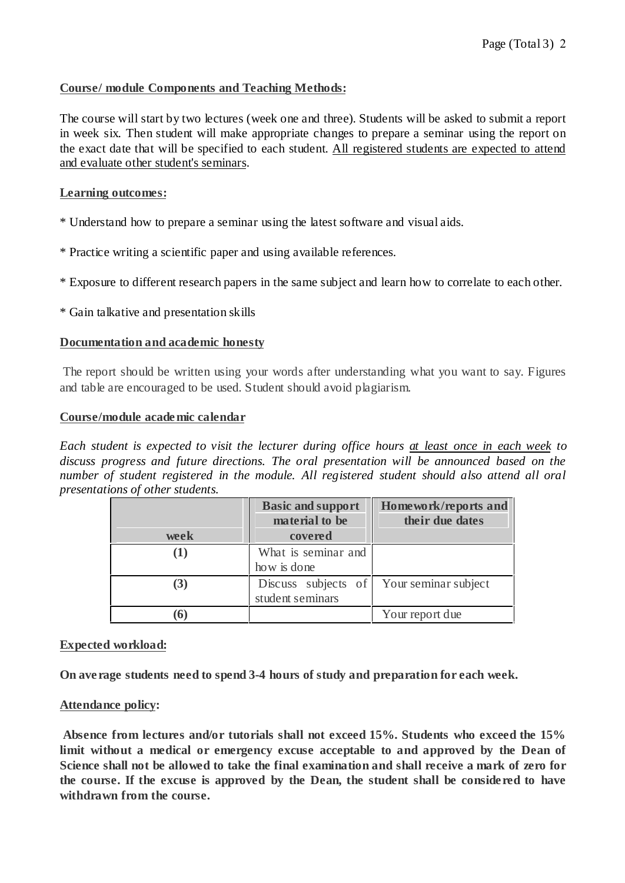**Course/ module Components and Teaching Methods:**

The course will start by two lectures (week one and three). Students will be asked to submit a report in week six. Then student will make appropriate changes to prepare a seminar using the report on the exact date that will be specified to each student. <u>All registered students are expected to attend and evaluate other student's seminars</u>.

**Learning outcomes:**

* Understand how to prepare a seminar using the latest software and visual aids.

* Practice writing a scientific paper and using available references.

* Exposure to different research papers in the same subject and learn how to correlate to each other.

* Gain talkative and presentation skills

**Documentation and academic honesty**

The report should be written using your words after understanding what you want to say. Figures and table are encouraged to be used. Student should avoid plagiarism.

**Course/module academic calendar**

*Each student is expected to visit the lecturer during office hours <u>at least once in each week</u> to discuss progress and future directions. The oral presentation will be announced based on the number of student registered in the module. All registered student should also attend all oral presentations of other students.*

| week | Basic and support material to be covered | Homework/reports and their due dates |
|---|---|---|
| (1) | What is seminar and how is done | |
| (3) | Discuss subjects of student seminars | Your seminar subject |
| (6) | | Your report due |

**Expected workload:**

**On average students need to spend 3-4 hours of study and preparation for each week.**

**Attendance policy:**

**Absence from lectures and/or tutorials shall not exceed 15%. Students who exceed the 15% limit without a medical or emergency excuse acceptable to and approved by the Dean of Science shall not be allowed to take the final examination and shall receive a mark of zero for the course. If the excuse is approved by the Dean, the student shall be considered to have withdrawn from the course.**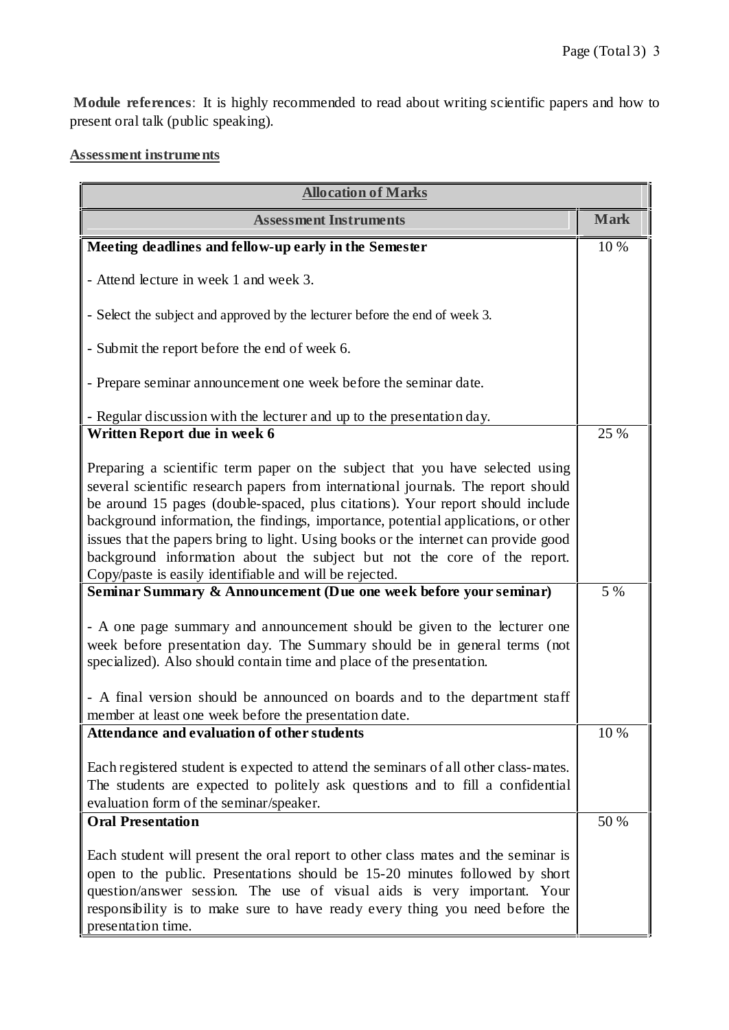**Module references**: It is highly recommended to read about writing scientific papers and how to present oral talk (public speaking).

**Assessment instruments**

| Allocation of Marks | |
|---|---|
| **Assessment Instruments** | **Mark** |
| **Meeting deadlines and fellow-up early in the Semester**<br><br>- Attend lecture in week 1 and week 3.<br><br>- Select the subject and approved by the lecturer before the end of week 3.<br><br>- Submit the report before the end of week 6.<br><br>- Prepare seminar announcement one week before the seminar date.<br><br>- Regular discussion with the lecturer and up to the presentation day. | 10 % |
| **Written Report due in week 6**<br><br>Preparing a scientific term paper on the subject that you have selected using several scientific research papers from international journals. The report should be around 15 pages (double-spaced, plus citations). Your report should include background information, the findings, importance, potential applications, or other issues that the papers bring to light. Using books or the internet can provide good background information about the subject but not the core of the report. Copy/paste is easily identifiable and will be rejected. | 25 % |
| **Seminar Summary & Announcement (Due one week before your seminar)**<br><br>- A one page summary and announcement should be given to the lecturer one week before presentation day. The Summary should be in general terms (not specialized). Also should contain time and place of the presentation.<br><br>- A final version should be announced on boards and to the department staff member at least one week before the presentation date. | 5 % |
| **Attendance and evaluation of other students**<br><br>Each registered student is expected to attend the seminars of all other class-mates. The students are expected to politely ask questions and to fill a confidential evaluation form of the seminar/speaker. | 10 % |
| **Oral Presentation**<br><br>Each student will present the oral report to other class mates and the seminar is open to the public. Presentations should be 15-20 minutes followed by short question/answer session. The use of visual aids is very important. Your responsibility is to make sure to have ready every thing you need before the presentation time. | 50 % |